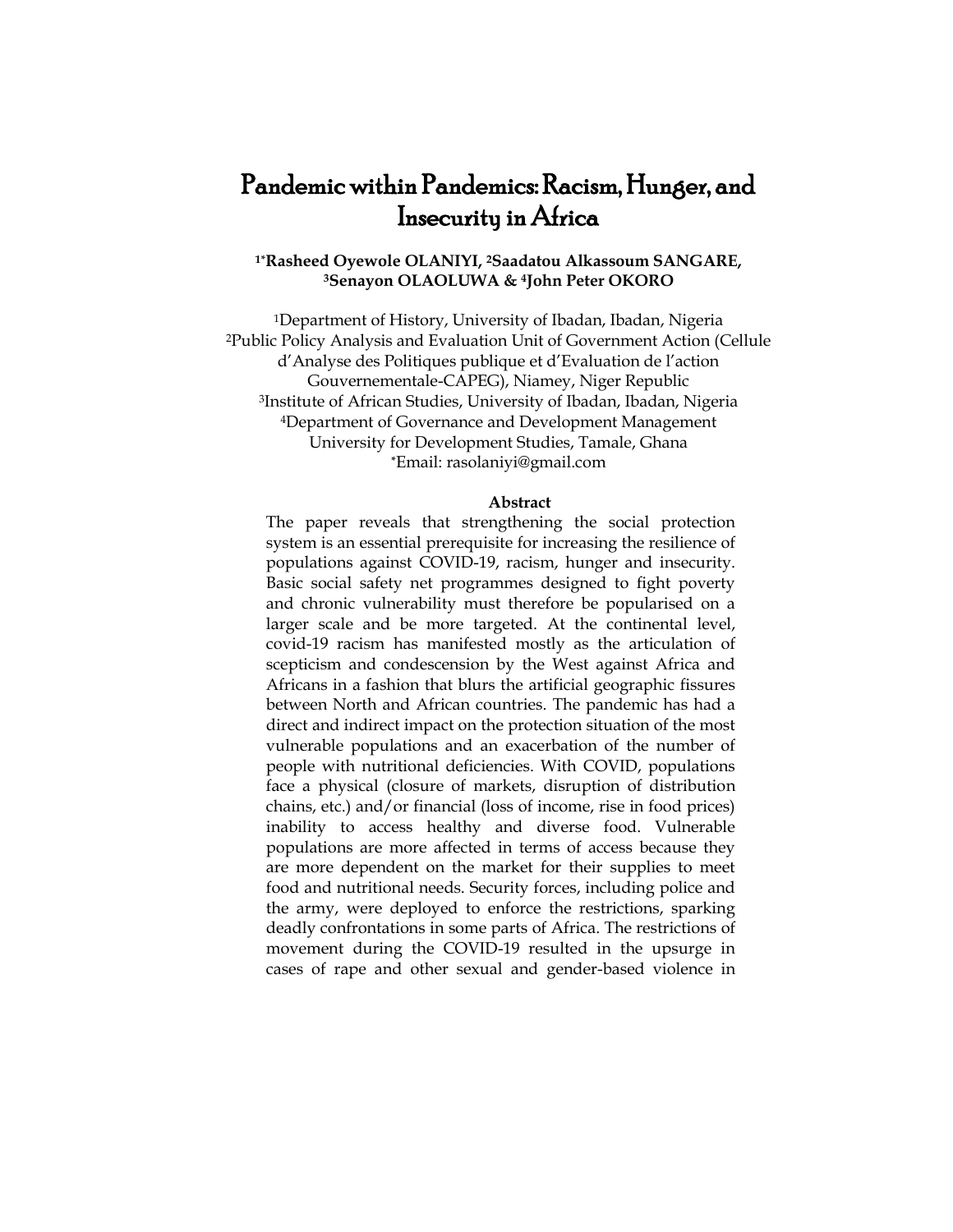# Pandemic within Pandemics: Racism, Hunger, and Insecurity in Africa

**[1*]Rasheed Oyewole OLANIYI, [2]Saadatou Alkassoum SANGARE, [3]Senayon OLAOLUWA & [4]John Peter OKORO**

[1]Department of History, University of Ibadan, Ibadan, Nigeria
[2]Public Policy Analysis and Evaluation Unit of Government Action (Cellule d'Analyse des Politiques publique et d'Evaluation de l'action Gouvernementale-CAPEG), Niamey, Niger Republic
[3]Institute of African Studies, University of Ibadan, Ibadan, Nigeria
[4]Department of Governance and Development Management University for Development Studies, Tamale, Ghana
*Email: rasolaniyi@gmail.com

**Abstract**

The paper reveals that strengthening the social protection system is an essential prerequisite for increasing the resilience of populations against COVID-19, racism, hunger and insecurity. Basic social safety net programmes designed to fight poverty and chronic vulnerability must therefore be popularised on a larger scale and be more targeted. At the continental level, covid-19 racism has manifested mostly as the articulation of scepticism and condescension by the West against Africa and Africans in a fashion that blurs the artificial geographic fissures between North and African countries. The pandemic has had a direct and indirect impact on the protection situation of the most vulnerable populations and an exacerbation of the number of people with nutritional deficiencies. With COVID, populations face a physical (closure of markets, disruption of distribution chains, etc.) and/or financial (loss of income, rise in food prices) inability to access healthy and diverse food. Vulnerable populations are more affected in terms of access because they are more dependent on the market for their supplies to meet food and nutritional needs. Security forces, including police and the army, were deployed to enforce the restrictions, sparking deadly confrontations in some parts of Africa. The restrictions of movement during the COVID-19 resulted in the upsurge in cases of rape and other sexual and gender-based violence in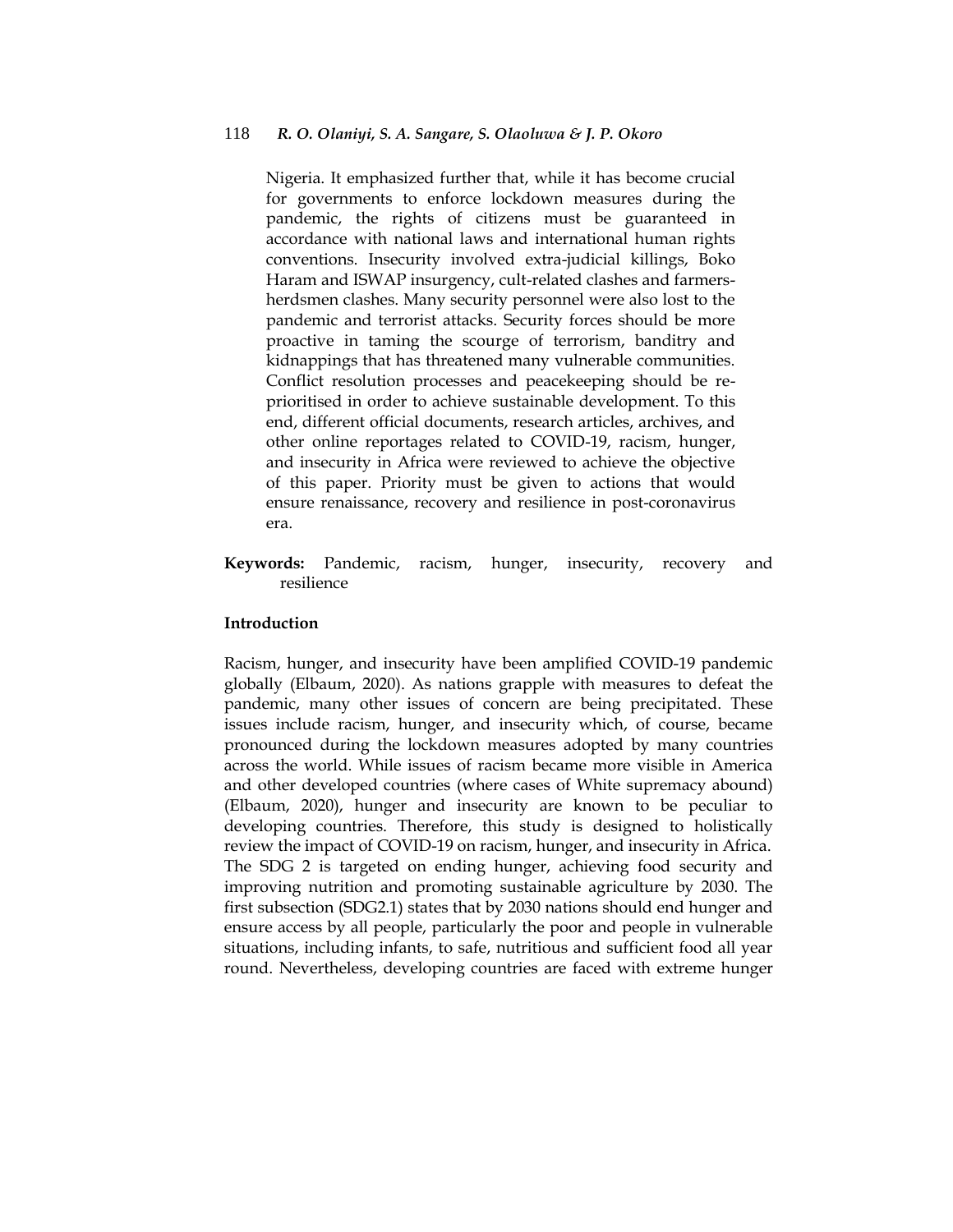Nigeria. It emphasized further that, while it has become crucial for governments to enforce lockdown measures during the pandemic, the rights of citizens must be guaranteed in accordance with national laws and international human rights conventions. Insecurity involved extra-judicial killings, Boko Haram and ISWAP insurgency, cult-related clashes and farmers-herdsmen clashes. Many security personnel were also lost to the pandemic and terrorist attacks. Security forces should be more proactive in taming the scourge of terrorism, banditry and kidnappings that has threatened many vulnerable communities. Conflict resolution processes and peacekeeping should be re-prioritised in order to achieve sustainable development. To this end, different official documents, research articles, archives, and other online reportages related to COVID-19, racism, hunger, and insecurity in Africa were reviewed to achieve the objective of this paper. Priority must be given to actions that would ensure renaissance, recovery and resilience in post-coronavirus era.

**Keywords:** Pandemic, racism, hunger, insecurity, recovery and resilience

## Introduction

Racism, hunger, and insecurity have been amplified COVID-19 pandemic globally (Elbaum, 2020). As nations grapple with measures to defeat the pandemic, many other issues of concern are being precipitated. These issues include racism, hunger, and insecurity which, of course, became pronounced during the lockdown measures adopted by many countries across the world. While issues of racism became more visible in America and other developed countries (where cases of White supremacy abound) (Elbaum, 2020), hunger and insecurity are known to be peculiar to developing countries. Therefore, this study is designed to holistically review the impact of COVID-19 on racism, hunger, and insecurity in Africa. The SDG 2 is targeted on ending hunger, achieving food security and improving nutrition and promoting sustainable agriculture by 2030. The first subsection (SDG2.1) states that by 2030 nations should end hunger and ensure access by all people, particularly the poor and people in vulnerable situations, including infants, to safe, nutritious and sufficient food all year round. Nevertheless, developing countries are faced with extreme hunger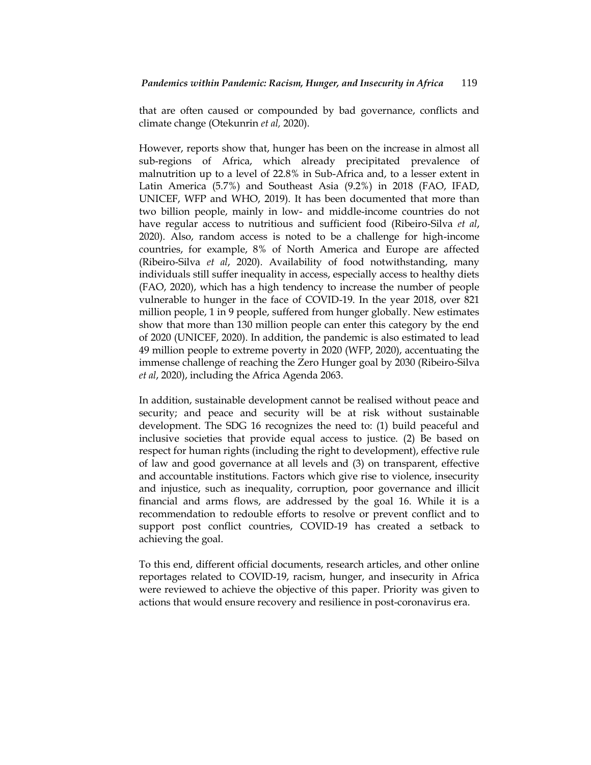that are often caused or compounded by bad governance, conflicts and climate change (Otekunrin *et al,* 2020).

However, reports show that, hunger has been on the increase in almost all sub-regions of Africa, which already precipitated prevalence of malnutrition up to a level of 22.8% in Sub-Africa and, to a lesser extent in Latin America (5.7%) and Southeast Asia (9.2%) in 2018 (FAO, IFAD, UNICEF, WFP and WHO, 2019). It has been documented that more than two billion people, mainly in low- and middle-income countries do not have regular access to nutritious and sufficient food (Ribeiro-Silva *et al*, 2020). Also, random access is noted to be a challenge for high-income countries, for example, 8% of North America and Europe are affected (Ribeiro-Silva *et al*, 2020). Availability of food notwithstanding, many individuals still suffer inequality in access, especially access to healthy diets (FAO, 2020), which has a high tendency to increase the number of people vulnerable to hunger in the face of COVID-19. In the year 2018, over 821 million people, 1 in 9 people, suffered from hunger globally. New estimates show that more than 130 million people can enter this category by the end of 2020 (UNICEF, 2020). In addition, the pandemic is also estimated to lead 49 million people to extreme poverty in 2020 (WFP, 2020), accentuating the immense challenge of reaching the Zero Hunger goal by 2030 (Ribeiro-Silva *et al*, 2020), including the Africa Agenda 2063.

In addition, sustainable development cannot be realised without peace and security; and peace and security will be at risk without sustainable development. The SDG 16 recognizes the need to: (1) build peaceful and inclusive societies that provide equal access to justice. (2) Be based on respect for human rights (including the right to development), effective rule of law and good governance at all levels and (3) on transparent, effective and accountable institutions. Factors which give rise to violence, insecurity and injustice, such as inequality, corruption, poor governance and illicit financial and arms flows, are addressed by the goal 16. While it is a recommendation to redouble efforts to resolve or prevent conflict and to support post conflict countries, COVID-19 has created a setback to achieving the goal.

To this end, different official documents, research articles, and other online reportages related to COVID-19, racism, hunger, and insecurity in Africa were reviewed to achieve the objective of this paper. Priority was given to actions that would ensure recovery and resilience in post-coronavirus era.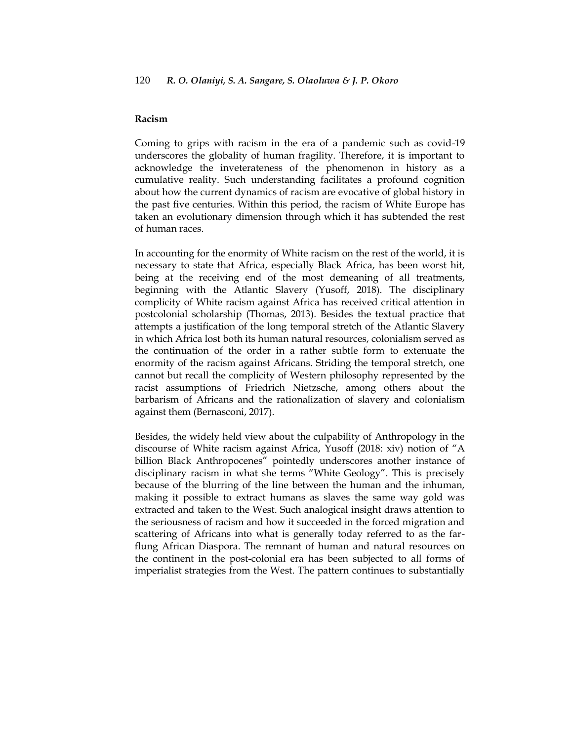## Racism

Coming to grips with racism in the era of a pandemic such as covid-19 underscores the globality of human fragility. Therefore, it is important to acknowledge the inveterateness of the phenomenon in history as a cumulative reality. Such understanding facilitates a profound cognition about how the current dynamics of racism are evocative of global history in the past five centuries. Within this period, the racism of White Europe has taken an evolutionary dimension through which it has subtended the rest of human races.

In accounting for the enormity of White racism on the rest of the world, it is necessary to state that Africa, especially Black Africa, has been worst hit, being at the receiving end of the most demeaning of all treatments, beginning with the Atlantic Slavery (Yusoff, 2018). The disciplinary complicity of White racism against Africa has received critical attention in postcolonial scholarship (Thomas, 2013). Besides the textual practice that attempts a justification of the long temporal stretch of the Atlantic Slavery in which Africa lost both its human natural resources, colonialism served as the continuation of the order in a rather subtle form to extenuate the enormity of the racism against Africans. Striding the temporal stretch, one cannot but recall the complicity of Western philosophy represented by the racist assumptions of Friedrich Nietzsche, among others about the barbarism of Africans and the rationalization of slavery and colonialism against them (Bernasconi, 2017).

Besides, the widely held view about the culpability of Anthropology in the discourse of White racism against Africa, Yusoff (2018: xiv) notion of "A billion Black Anthropocenes" pointedly underscores another instance of disciplinary racism in what she terms "White Geology". This is precisely because of the blurring of the line between the human and the inhuman, making it possible to extract humans as slaves the same way gold was extracted and taken to the West. Such analogical insight draws attention to the seriousness of racism and how it succeeded in the forced migration and scattering of Africans into what is generally today referred to as the far-flung African Diaspora. The remnant of human and natural resources on the continent in the post-colonial era has been subjected to all forms of imperialist strategies from the West. The pattern continues to substantially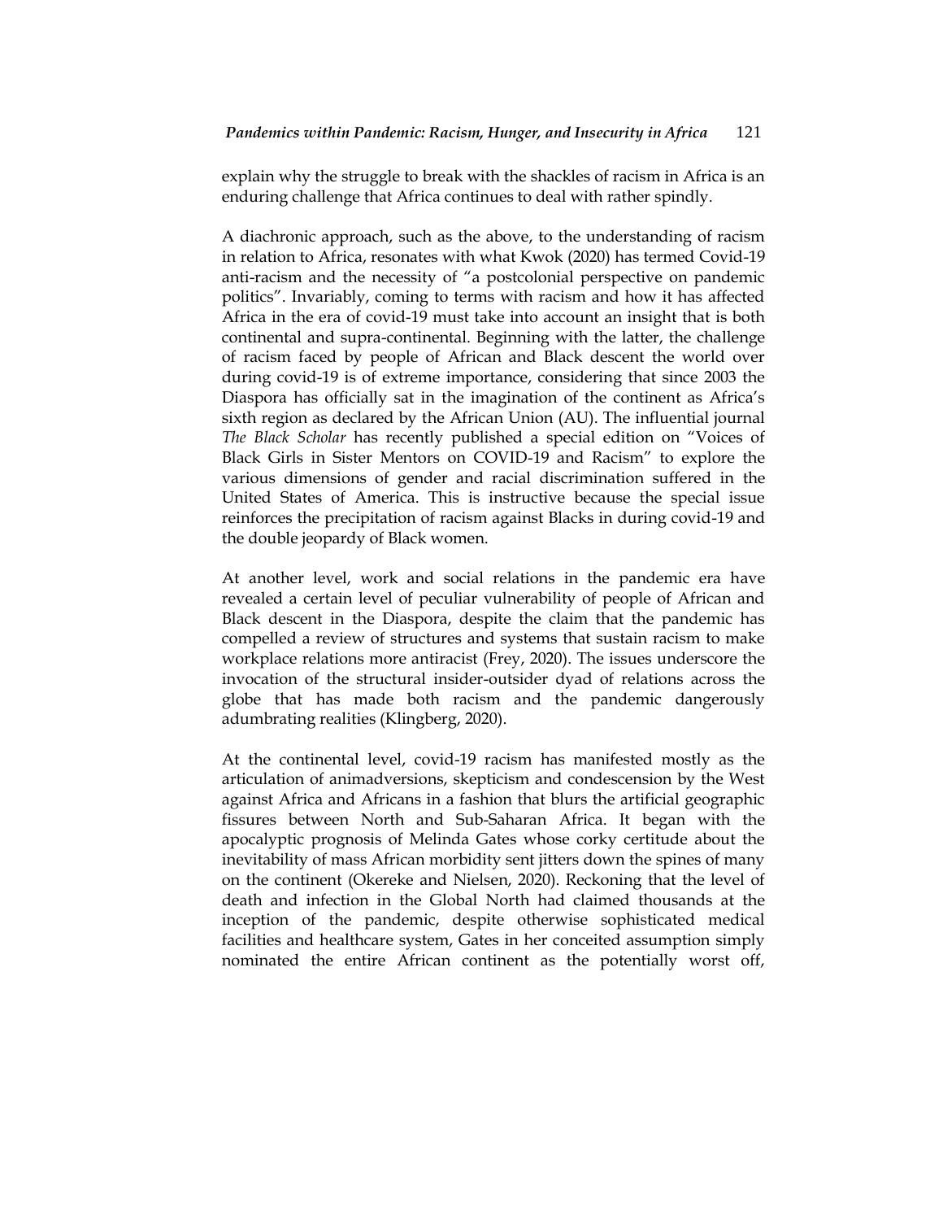explain why the struggle to break with the shackles of racism in Africa is an enduring challenge that Africa continues to deal with rather spindly.

A diachronic approach, such as the above, to the understanding of racism in relation to Africa, resonates with what Kwok (2020) has termed Covid-19 anti-racism and the necessity of "a postcolonial perspective on pandemic politics". Invariably, coming to terms with racism and how it has affected Africa in the era of covid-19 must take into account an insight that is both continental and supra-continental. Beginning with the latter, the challenge of racism faced by people of African and Black descent the world over during covid-19 is of extreme importance, considering that since 2003 the Diaspora has officially sat in the imagination of the continent as Africa's sixth region as declared by the African Union (AU). The influential journal *The Black Scholar* has recently published a special edition on "Voices of Black Girls in Sister Mentors on COVID-19 and Racism" to explore the various dimensions of gender and racial discrimination suffered in the United States of America. This is instructive because the special issue reinforces the precipitation of racism against Blacks in during covid-19 and the double jeopardy of Black women.

At another level, work and social relations in the pandemic era have revealed a certain level of peculiar vulnerability of people of African and Black descent in the Diaspora, despite the claim that the pandemic has compelled a review of structures and systems that sustain racism to make workplace relations more antiracist (Frey, 2020). The issues underscore the invocation of the structural insider-outsider dyad of relations across the globe that has made both racism and the pandemic dangerously adumbrating realities (Klingberg, 2020).

At the continental level, covid-19 racism has manifested mostly as the articulation of animadversions, skepticism and condescension by the West against Africa and Africans in a fashion that blurs the artificial geographic fissures between North and Sub-Saharan Africa. It began with the apocalyptic prognosis of Melinda Gates whose corky certitude about the inevitability of mass African morbidity sent jitters down the spines of many on the continent (Okereke and Nielsen, 2020). Reckoning that the level of death and infection in the Global North had claimed thousands at the inception of the pandemic, despite otherwise sophisticated medical facilities and healthcare system, Gates in her conceited assumption simply nominated the entire African continent as the potentially worst off,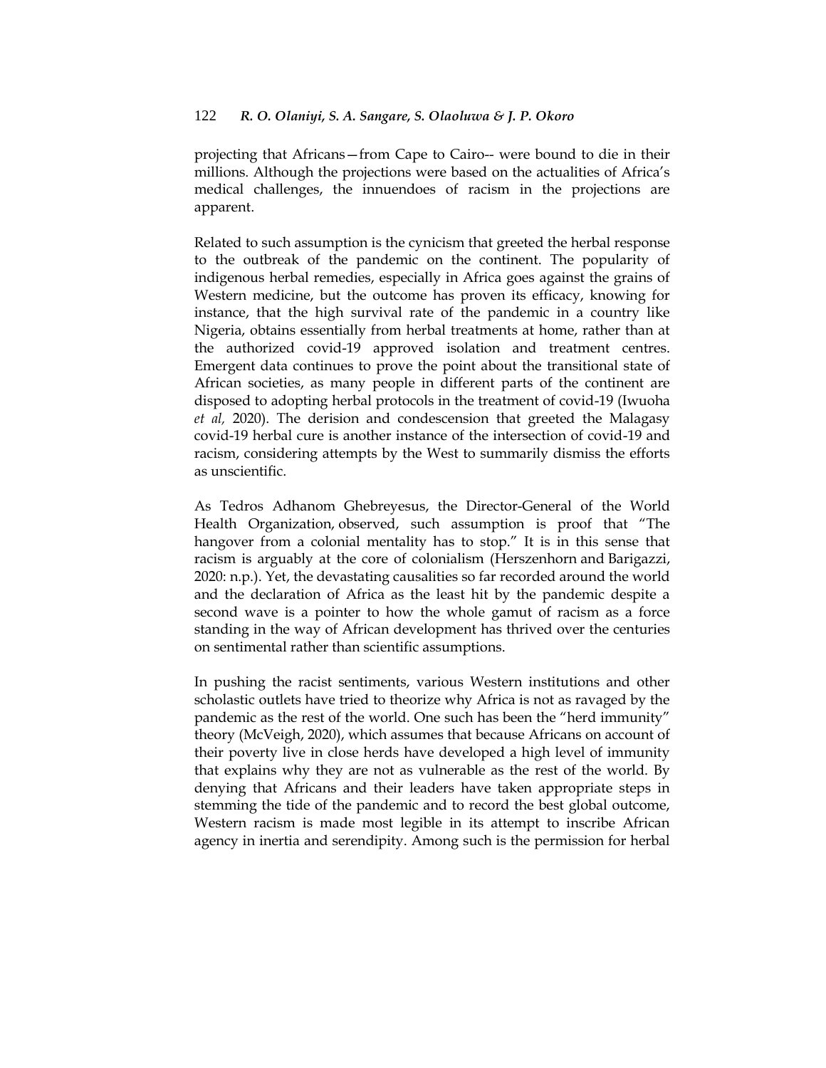projecting that Africans—from Cape to Cairo-- were bound to die in their millions. Although the projections were based on the actualities of Africa's medical challenges, the innuendoes of racism in the projections are apparent.

Related to such assumption is the cynicism that greeted the herbal response to the outbreak of the pandemic on the continent. The popularity of indigenous herbal remedies, especially in Africa goes against the grains of Western medicine, but the outcome has proven its efficacy, knowing for instance, that the high survival rate of the pandemic in a country like Nigeria, obtains essentially from herbal treatments at home, rather than at the authorized covid-19 approved isolation and treatment centres. Emergent data continues to prove the point about the transitional state of African societies, as many people in different parts of the continent are disposed to adopting herbal protocols in the treatment of covid-19 (Iwuoha *et al,* 2020). The derision and condescension that greeted the Malagasy covid-19 herbal cure is another instance of the intersection of covid-19 and racism, considering attempts by the West to summarily dismiss the efforts as unscientific.

As Tedros Adhanom Ghebreyesus, the Director-General of the World Health Organization, observed, such assumption is proof that "The hangover from a colonial mentality has to stop." It is in this sense that racism is arguably at the core of colonialism (Herszenhorn and Barigazzi, 2020: n.p.). Yet, the devastating causalities so far recorded around the world and the declaration of Africa as the least hit by the pandemic despite a second wave is a pointer to how the whole gamut of racism as a force standing in the way of African development has thrived over the centuries on sentimental rather than scientific assumptions.

In pushing the racist sentiments, various Western institutions and other scholastic outlets have tried to theorize why Africa is not as ravaged by the pandemic as the rest of the world. One such has been the "herd immunity" theory (McVeigh, 2020), which assumes that because Africans on account of their poverty live in close herds have developed a high level of immunity that explains why they are not as vulnerable as the rest of the world. By denying that Africans and their leaders have taken appropriate steps in stemming the tide of the pandemic and to record the best global outcome, Western racism is made most legible in its attempt to inscribe African agency in inertia and serendipity. Among such is the permission for herbal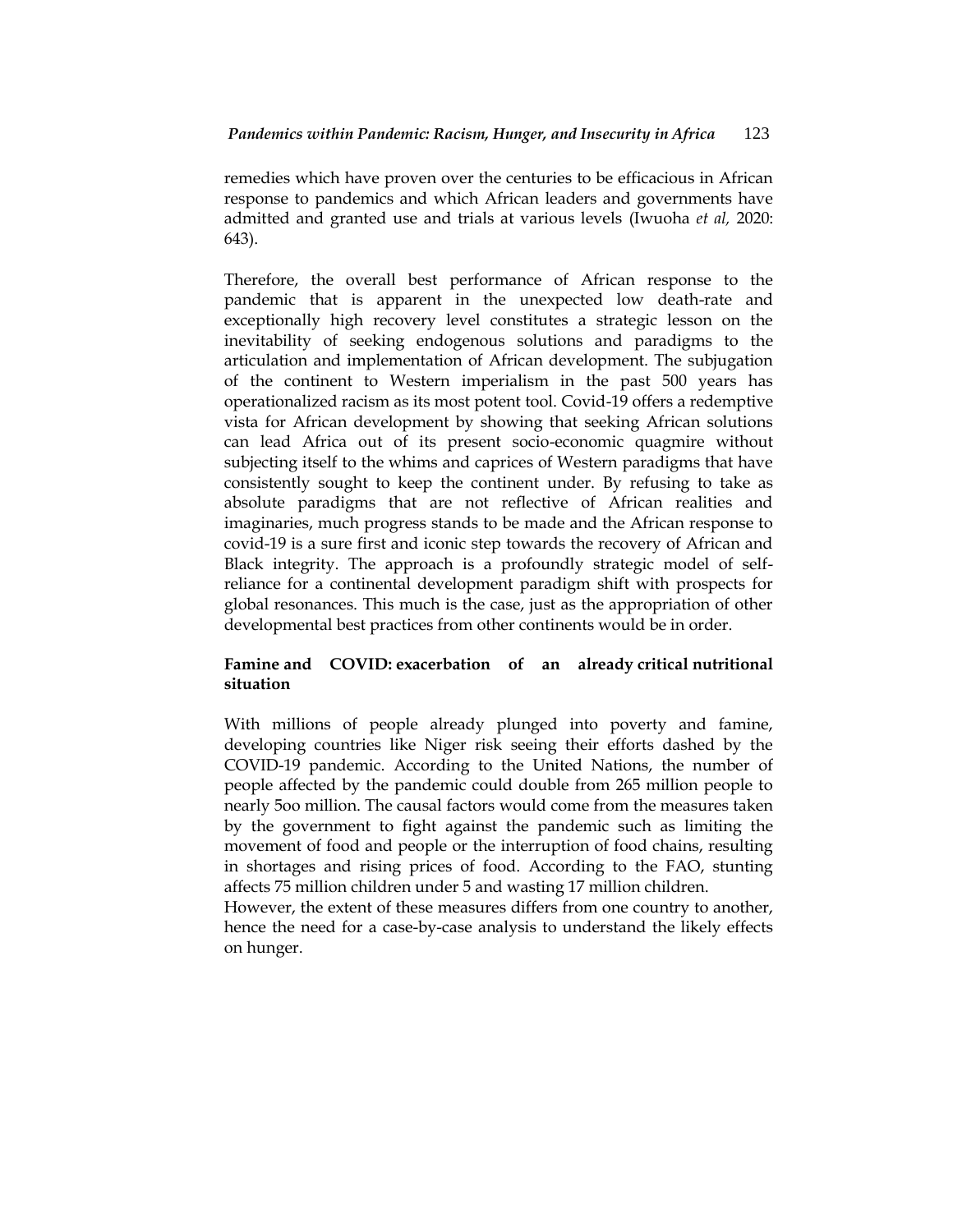remedies which have proven over the centuries to be efficacious in African response to pandemics and which African leaders and governments have admitted and granted use and trials at various levels (Iwuoha *et al,* 2020: 643).

Therefore, the overall best performance of African response to the pandemic that is apparent in the unexpected low death-rate and exceptionally high recovery level constitutes a strategic lesson on the inevitability of seeking endogenous solutions and paradigms to the articulation and implementation of African development. The subjugation of the continent to Western imperialism in the past 500 years has operationalized racism as its most potent tool. Covid-19 offers a redemptive vista for African development by showing that seeking African solutions can lead Africa out of its present socio-economic quagmire without subjecting itself to the whims and caprices of Western paradigms that have consistently sought to keep the continent under. By refusing to take as absolute paradigms that are not reflective of African realities and imaginaries, much progress stands to be made and the African response to covid-19 is a sure first and iconic step towards the recovery of African and Black integrity. The approach is a profoundly strategic model of self-reliance for a continental development paradigm shift with prospects for global resonances. This much is the case, just as the appropriation of other developmental best practices from other continents would be in order.

**Famine and COVID: exacerbation of an already critical nutritional situation**

With millions of people already plunged into poverty and famine, developing countries like Niger risk seeing their efforts dashed by the COVID-19 pandemic. According to the United Nations, the number of people affected by the pandemic could double from 265 million people to nearly 5oo million. The causal factors would come from the measures taken by the government to fight against the pandemic such as limiting the movement of food and people or the interruption of food chains, resulting in shortages and rising prices of food. According to the FAO, stunting affects 75 million children under 5 and wasting 17 million children.
However, the extent of these measures differs from one country to another, hence the need for a case-by-case analysis to understand the likely effects on hunger.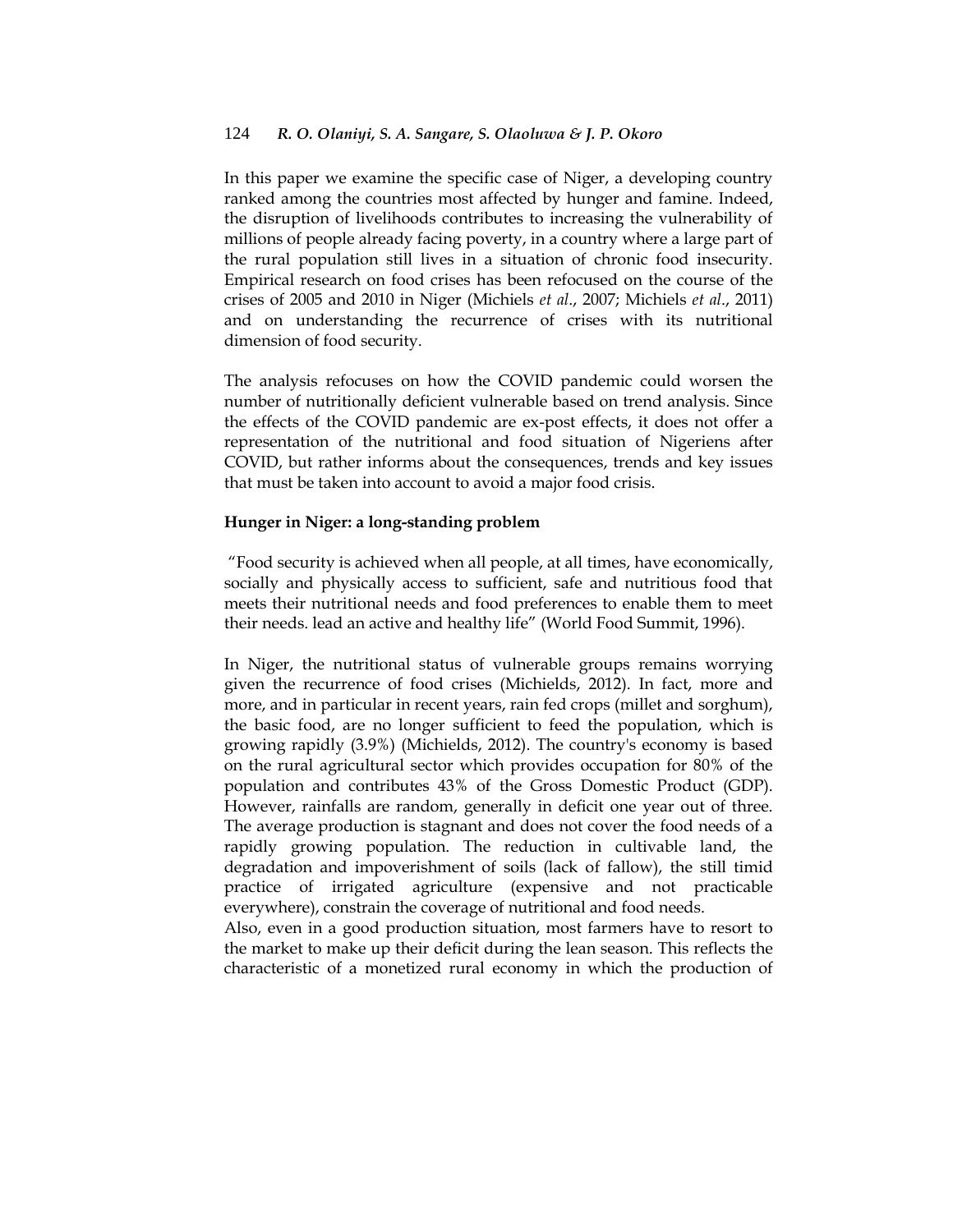In this paper we examine the specific case of Niger, a developing country ranked among the countries most affected by hunger and famine. Indeed, the disruption of livelihoods contributes to increasing the vulnerability of millions of people already facing poverty, in a country where a large part of the rural population still lives in a situation of chronic food insecurity. Empirical research on food crises has been refocused on the course of the crises of 2005 and 2010 in Niger (Michiels *et al*., 2007; Michiels *et al*., 2011) and on understanding the recurrence of crises with its nutritional dimension of food security.

The analysis refocuses on how the COVID pandemic could worsen the number of nutritionally deficient vulnerable based on trend analysis. Since the effects of the COVID pandemic are ex-post effects, it does not offer a representation of the nutritional and food situation of Nigeriens after COVID, but rather informs about the consequences, trends and key issues that must be taken into account to avoid a major food crisis.

**Hunger in Niger: a long-standing problem**

"Food security is achieved when all people, at all times, have economically, socially and physically access to sufficient, safe and nutritious food that meets their nutritional needs and food preferences to enable them to meet their needs. lead an active and healthy life" (World Food Summit, 1996).

In Niger, the nutritional status of vulnerable groups remains worrying given the recurrence of food crises (Michields, 2012). In fact, more and more, and in particular in recent years, rain fed crops (millet and sorghum), the basic food, are no longer sufficient to feed the population, which is growing rapidly (3.9%) (Michields, 2012). The country's economy is based on the rural agricultural sector which provides occupation for 80% of the population and contributes 43% of the Gross Domestic Product (GDP). However, rainfalls are random, generally in deficit one year out of three. The average production is stagnant and does not cover the food needs of a rapidly growing population. The reduction in cultivable land, the degradation and impoverishment of soils (lack of fallow), the still timid practice of irrigated agriculture (expensive and not practicable everywhere), constrain the coverage of nutritional and food needs.

Also, even in a good production situation, most farmers have to resort to the market to make up their deficit during the lean season. This reflects the characteristic of a monetized rural economy in which the production of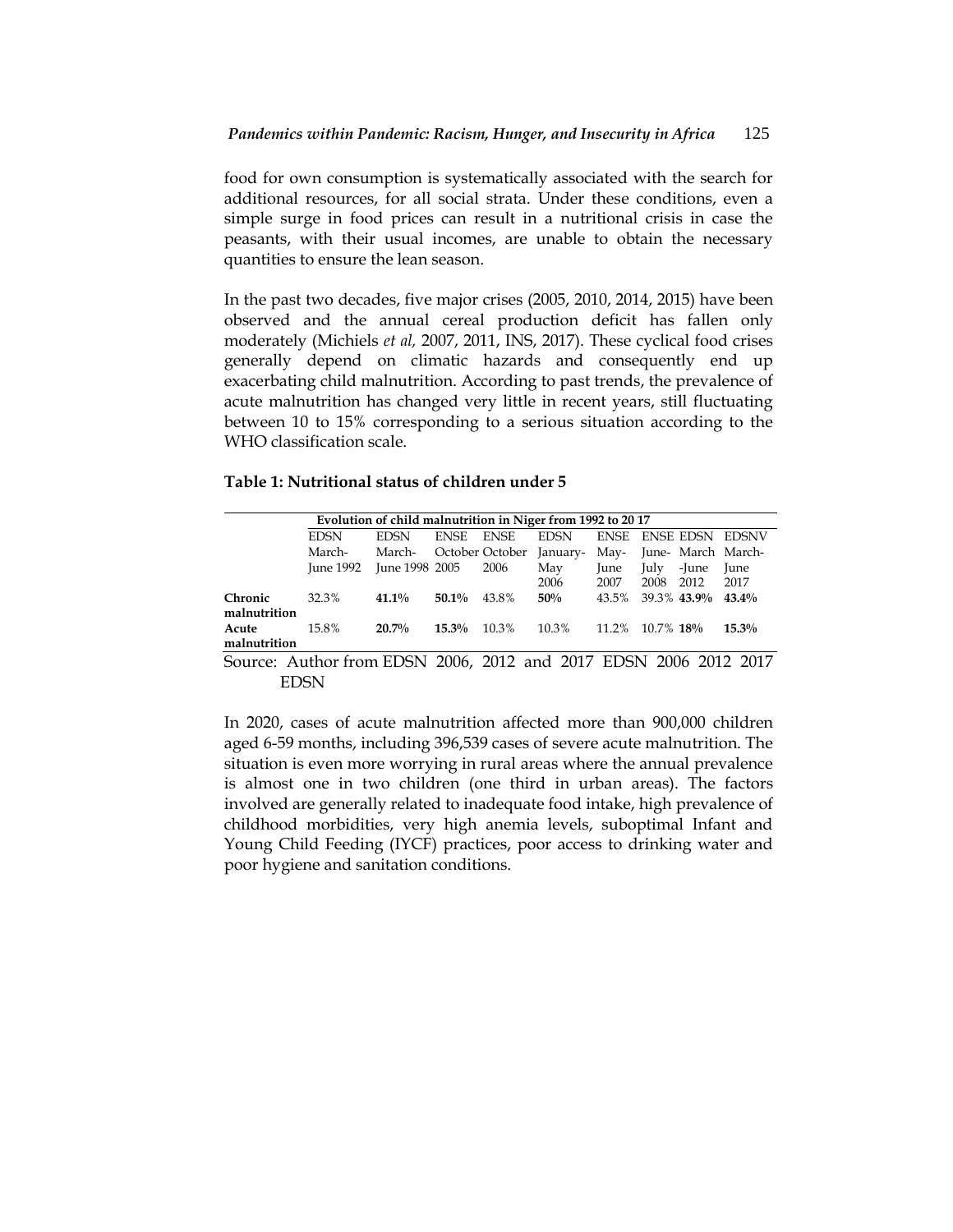food for own consumption is systematically associated with the search for additional resources, for all social strata. Under these conditions, even a simple surge in food prices can result in a nutritional crisis in case the peasants, with their usual incomes, are unable to obtain the necessary quantities to ensure the lean season.

In the past two decades, five major crises (2005, 2010, 2014, 2015) have been observed and the annual cereal production deficit has fallen only moderately (Michiels *et al,* 2007, 2011, INS, 2017). These cyclical food crises generally depend on climatic hazards and consequently end up exacerbating child malnutrition. According to past trends, the prevalence of acute malnutrition has changed very little in recent years, still fluctuating between 10 to 15% corresponding to a serious situation according to the WHO classification scale.

**Table 1: Nutritional status of children under 5**

| | **Evolution of child malnutrition in Niger from 1992 to 20 17** | | | | | | | | |
|---|---|---|---|---|---|---|---|---|---|
| | EDSN March-June 1992 | EDSN March-June 1998 | ENSE October 2005 | ENSE October 2006 | EDSN January-May 2006 | ENSE May-June 2007 | ENSE June-July 2008 | EDSN March-June 2012 | EDSNV March-June 2017 |
| **Chronic malnutrition** | 32.3% | **41.1%** | **50.1%** | 43.8% | **50%** | 43.5% | 39.3% | **43.9%** | **43.4%** |
| **Acute malnutrition** | 15.8% | **20.7%** | **15.3%** | 10.3% | 10.3% | 11.2% | 10.7% | **18%** | **15.3%** |

Source: Author from EDSN 2006, 2012 and 2017 EDSN 2006 2012 2017 EDSN

In 2020, cases of acute malnutrition affected more than 900,000 children aged 6-59 months, including 396,539 cases of severe acute malnutrition. The situation is even more worrying in rural areas where the annual prevalence is almost one in two children (one third in urban areas). The factors involved are generally related to inadequate food intake, high prevalence of childhood morbidities, very high anemia levels, suboptimal Infant and Young Child Feeding (IYCF) practices, poor access to drinking water and poor hygiene and sanitation conditions.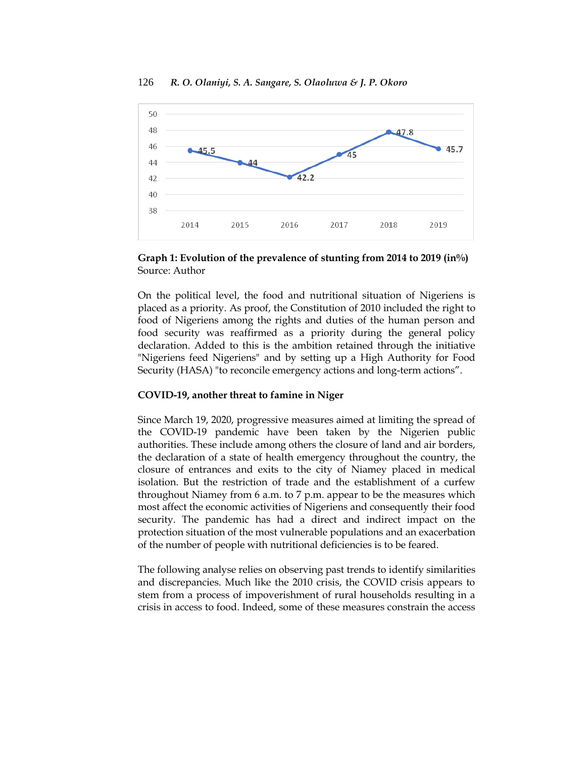**Graph 1: Evolution of the prevalence of stunting from 2014 to 2019 (in%)**
Source: Author

On the political level, the food and nutritional situation of Nigeriens is placed as a priority. As proof, the Constitution of 2010 included the right to food of Nigeriens among the rights and duties of the human person and food security was reaffirmed as a priority during the general policy declaration. Added to this is the ambition retained through the initiative "Nigeriens feed Nigeriens" and by setting up a High Authority for Food Security (HASA) "to reconcile emergency actions and long-term actions".

## COVID-19, another threat to famine in Niger

Since March 19, 2020, progressive measures aimed at limiting the spread of the COVID-19 pandemic have been taken by the Nigerien public authorities. These include among others the closure of land and air borders, the declaration of a state of health emergency throughout the country, the closure of entrances and exits to the city of Niamey placed in medical isolation. But the restriction of trade and the establishment of a curfew throughout Niamey from 6 a.m. to 7 p.m. appear to be the measures which most affect the economic activities of Nigeriens and consequently their food security. The pandemic has had a direct and indirect impact on the protection situation of the most vulnerable populations and an exacerbation of the number of people with nutritional deficiencies is to be feared.

The following analyse relies on observing past trends to identify similarities and discrepancies. Much like the 2010 crisis, the COVID crisis appears to stem from a process of impoverishment of rural households resulting in a crisis in access to food. Indeed, some of these measures constrain the access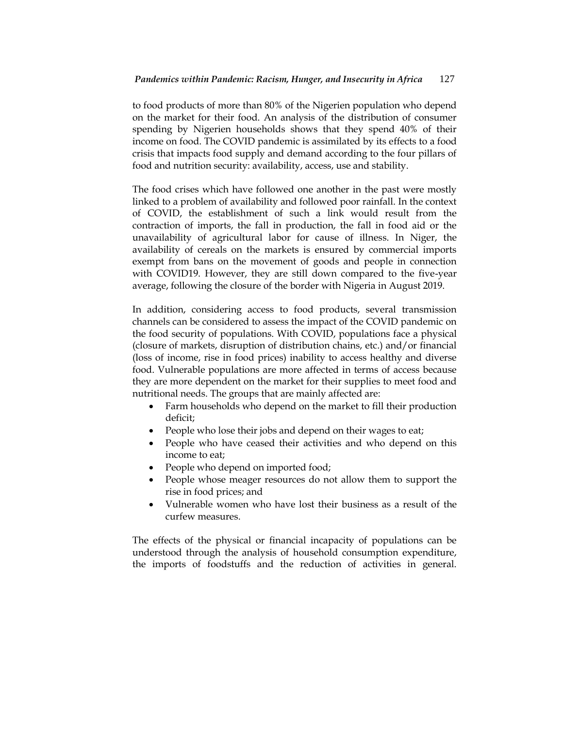to food products of more than 80% of the Nigerien population who depend on the market for their food. An analysis of the distribution of consumer spending by Nigerien households shows that they spend 40% of their income on food. The COVID pandemic is assimilated by its effects to a food crisis that impacts food supply and demand according to the four pillars of food and nutrition security: availability, access, use and stability.

The food crises which have followed one another in the past were mostly linked to a problem of availability and followed poor rainfall. In the context of COVID, the establishment of such a link would result from the contraction of imports, the fall in production, the fall in food aid or the unavailability of agricultural labor for cause of illness. In Niger, the availability of cereals on the markets is ensured by commercial imports exempt from bans on the movement of goods and people in connection with COVID19. However, they are still down compared to the five-year average, following the closure of the border with Nigeria in August 2019.

In addition, considering access to food products, several transmission channels can be considered to assess the impact of the COVID pandemic on the food security of populations. With COVID, populations face a physical (closure of markets, disruption of distribution chains, etc.) and/or financial (loss of income, rise in food prices) inability to access healthy and diverse food. Vulnerable populations are more affected in terms of access because they are more dependent on the market for their supplies to meet food and nutritional needs. The groups that are mainly affected are:

- Farm households who depend on the market to fill their production deficit;
- People who lose their jobs and depend on their wages to eat;
- People who have ceased their activities and who depend on this income to eat;
- People who depend on imported food;
- People whose meager resources do not allow them to support the rise in food prices; and
- Vulnerable women who have lost their business as a result of the curfew measures.

The effects of the physical or financial incapacity of populations can be understood through the analysis of household consumption expenditure, the imports of foodstuffs and the reduction of activities in general.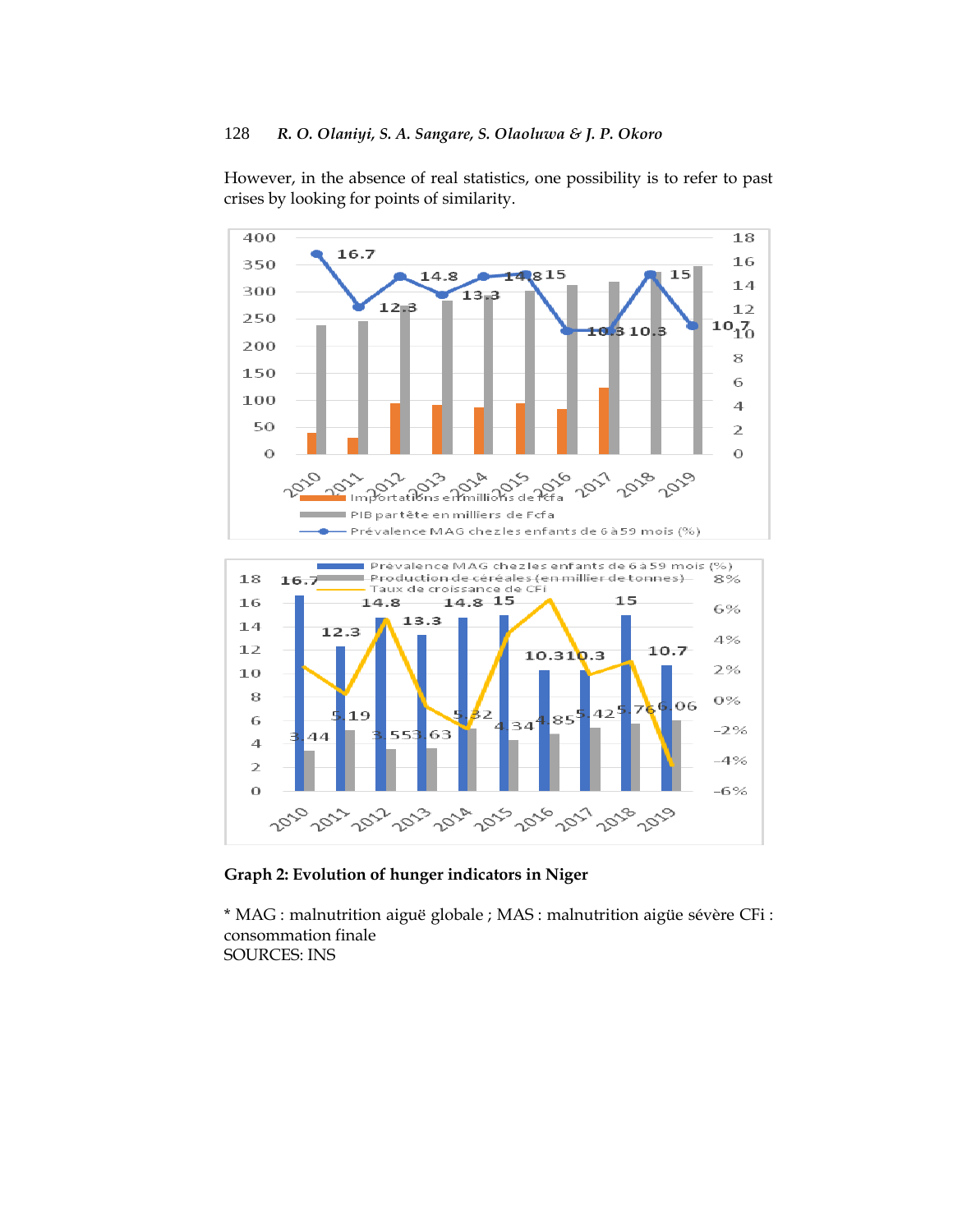However, in the absence of real statistics, one possibility is to refer to past crises by looking for points of similarity.

**Graph 2: Evolution of hunger indicators in Niger**

* MAG : malnutrition aiguë globale ; MAS : malnutrition aigüe sévère CFi : consommation finale
SOURCES: INS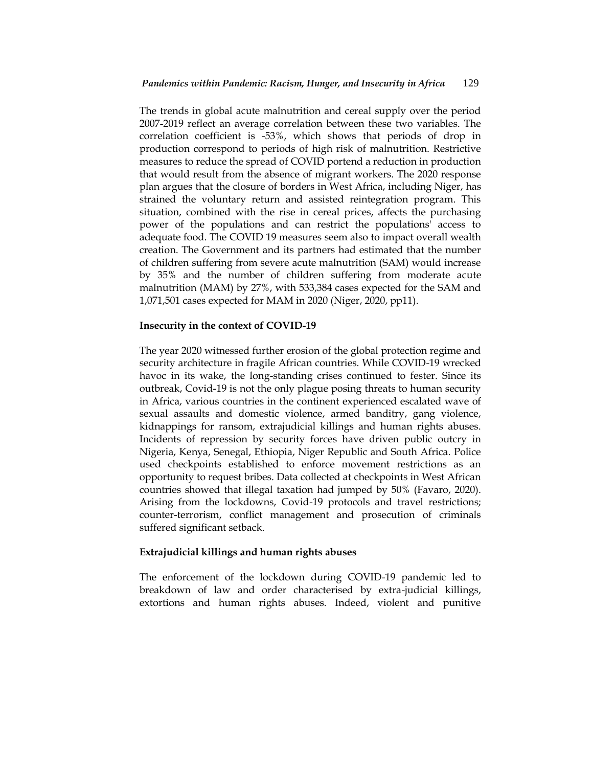The trends in global acute malnutrition and cereal supply over the period 2007-2019 reflect an average correlation between these two variables. The correlation coefficient is -53%, which shows that periods of drop in production correspond to periods of high risk of malnutrition. Restrictive measures to reduce the spread of COVID portend a reduction in production that would result from the absence of migrant workers. The 2020 response plan argues that the closure of borders in West Africa, including Niger, has strained the voluntary return and assisted reintegration program. This situation, combined with the rise in cereal prices, affects the purchasing power of the populations and can restrict the populations' access to adequate food. The COVID 19 measures seem also to impact overall wealth creation. The Government and its partners had estimated that the number of children suffering from severe acute malnutrition (SAM) would increase by 35% and the number of children suffering from moderate acute malnutrition (MAM) by 27%, with 533,384 cases expected for the SAM and 1,071,501 cases expected for MAM in 2020 (Niger, 2020, pp11).

### Insecurity in the context of COVID-19

The year 2020 witnessed further erosion of the global protection regime and security architecture in fragile African countries. While COVID-19 wrecked havoc in its wake, the long-standing crises continued to fester. Since its outbreak, Covid-19 is not the only plague posing threats to human security in Africa, various countries in the continent experienced escalated wave of sexual assaults and domestic violence, armed banditry, gang violence, kidnappings for ransom, extrajudicial killings and human rights abuses. Incidents of repression by security forces have driven public outcry in Nigeria, Kenya, Senegal, Ethiopia, Niger Republic and South Africa. Police used checkpoints established to enforce movement restrictions as an opportunity to request bribes. Data collected at checkpoints in West African countries showed that illegal taxation had jumped by 50% (Favaro, 2020). Arising from the lockdowns, Covid-19 protocols and travel restrictions; counter-terrorism, conflict management and prosecution of criminals suffered significant setback.

### Extrajudicial killings and human rights abuses

The enforcement of the lockdown during COVID-19 pandemic led to breakdown of law and order characterised by extra-judicial killings, extortions and human rights abuses. Indeed, violent and punitive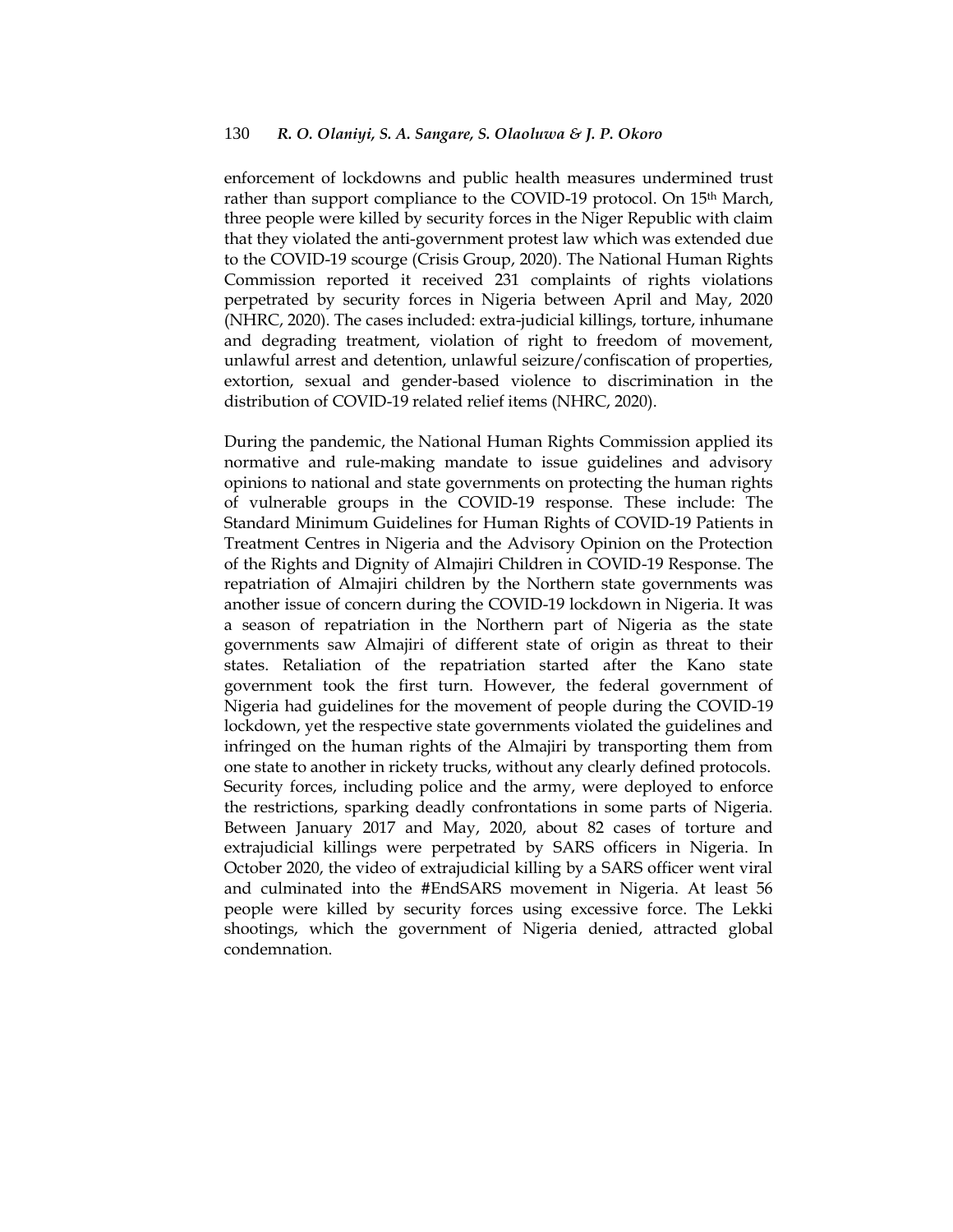enforcement of lockdowns and public health measures undermined trust rather than support compliance to the COVID-19 protocol. On 15th March, three people were killed by security forces in the Niger Republic with claim that they violated the anti-government protest law which was extended due to the COVID-19 scourge (Crisis Group, 2020). The National Human Rights Commission reported it received 231 complaints of rights violations perpetrated by security forces in Nigeria between April and May, 2020 (NHRC, 2020). The cases included: extra-judicial killings, torture, inhumane and degrading treatment, violation of right to freedom of movement, unlawful arrest and detention, unlawful seizure/confiscation of properties, extortion, sexual and gender-based violence to discrimination in the distribution of COVID-19 related relief items (NHRC, 2020).

During the pandemic, the National Human Rights Commission applied its normative and rule-making mandate to issue guidelines and advisory opinions to national and state governments on protecting the human rights of vulnerable groups in the COVID-19 response. These include: The Standard Minimum Guidelines for Human Rights of COVID-19 Patients in Treatment Centres in Nigeria and the Advisory Opinion on the Protection of the Rights and Dignity of Almajiri Children in COVID-19 Response. The repatriation of Almajiri children by the Northern state governments was another issue of concern during the COVID-19 lockdown in Nigeria. It was a season of repatriation in the Northern part of Nigeria as the state governments saw Almajiri of different state of origin as threat to their states. Retaliation of the repatriation started after the Kano state government took the first turn. However, the federal government of Nigeria had guidelines for the movement of people during the COVID-19 lockdown, yet the respective state governments violated the guidelines and infringed on the human rights of the Almajiri by transporting them from one state to another in rickety trucks, without any clearly defined protocols. Security forces, including police and the army, were deployed to enforce the restrictions, sparking deadly confrontations in some parts of Nigeria. Between January 2017 and May, 2020, about 82 cases of torture and extrajudicial killings were perpetrated by SARS officers in Nigeria. In October 2020, the video of extrajudicial killing by a SARS officer went viral and culminated into the #EndSARS movement in Nigeria. At least 56 people were killed by security forces using excessive force. The Lekki shootings, which the government of Nigeria denied, attracted global condemnation.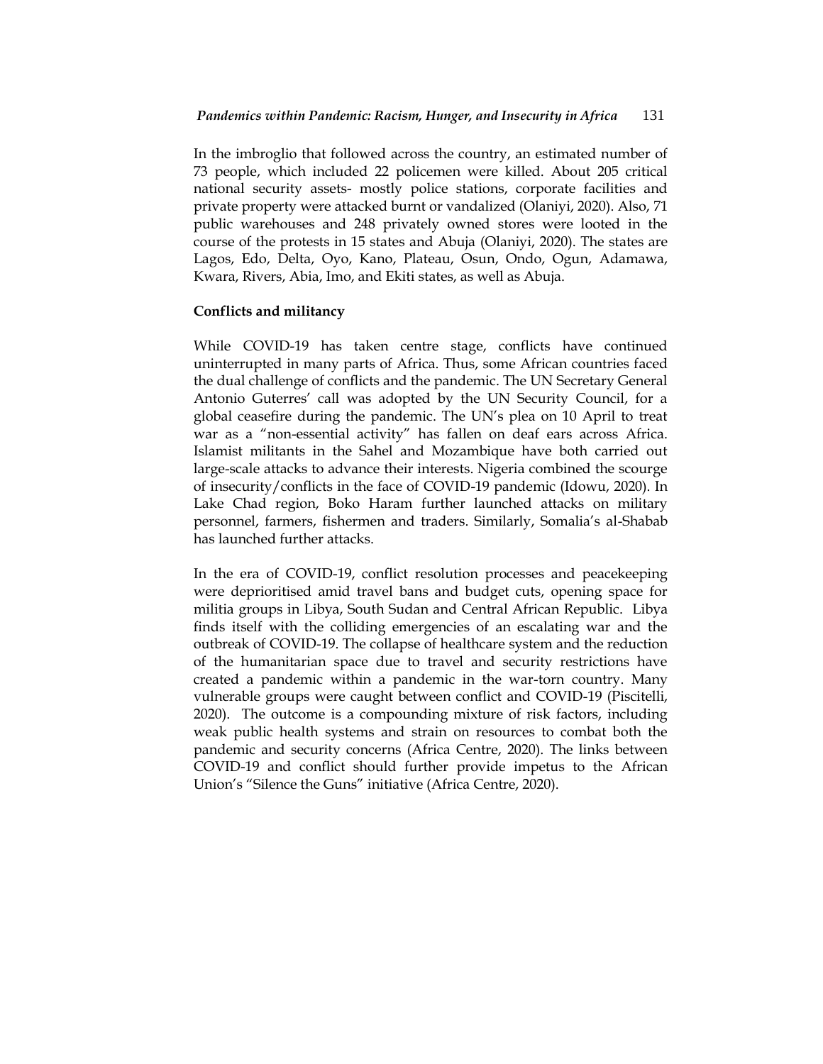In the imbroglio that followed across the country, an estimated number of 73 people, which included 22 policemen were killed. About 205 critical national security assets- mostly police stations, corporate facilities and private property were attacked burnt or vandalized (Olaniyi, 2020). Also, 71 public warehouses and 248 privately owned stores were looted in the course of the protests in 15 states and Abuja (Olaniyi, 2020). The states are Lagos, Edo, Delta, Oyo, Kano, Plateau, Osun, Ondo, Ogun, Adamawa, Kwara, Rivers, Abia, Imo, and Ekiti states, as well as Abuja.

**Conflicts and militancy**

While COVID-19 has taken centre stage, conflicts have continued uninterrupted in many parts of Africa. Thus, some African countries faced the dual challenge of conflicts and the pandemic. The UN Secretary General Antonio Guterres' call was adopted by the UN Security Council, for a global ceasefire during the pandemic. The UN's plea on 10 April to treat war as a "non-essential activity" has fallen on deaf ears across Africa. Islamist militants in the Sahel and Mozambique have both carried out large-scale attacks to advance their interests. Nigeria combined the scourge of insecurity/conflicts in the face of COVID-19 pandemic (Idowu, 2020). In Lake Chad region, Boko Haram further launched attacks on military personnel, farmers, fishermen and traders. Similarly, Somalia's al-Shabab has launched further attacks.

In the era of COVID-19, conflict resolution processes and peacekeeping were deprioritised amid travel bans and budget cuts, opening space for militia groups in Libya, South Sudan and Central African Republic. Libya finds itself with the colliding emergencies of an escalating war and the outbreak of COVID-19. The collapse of healthcare system and the reduction of the humanitarian space due to travel and security restrictions have created a pandemic within a pandemic in the war-torn country. Many vulnerable groups were caught between conflict and COVID-19 (Piscitelli, 2020). The outcome is a compounding mixture of risk factors, including weak public health systems and strain on resources to combat both the pandemic and security concerns (Africa Centre, 2020). The links between COVID-19 and conflict should further provide impetus to the African Union's "Silence the Guns" initiative (Africa Centre, 2020).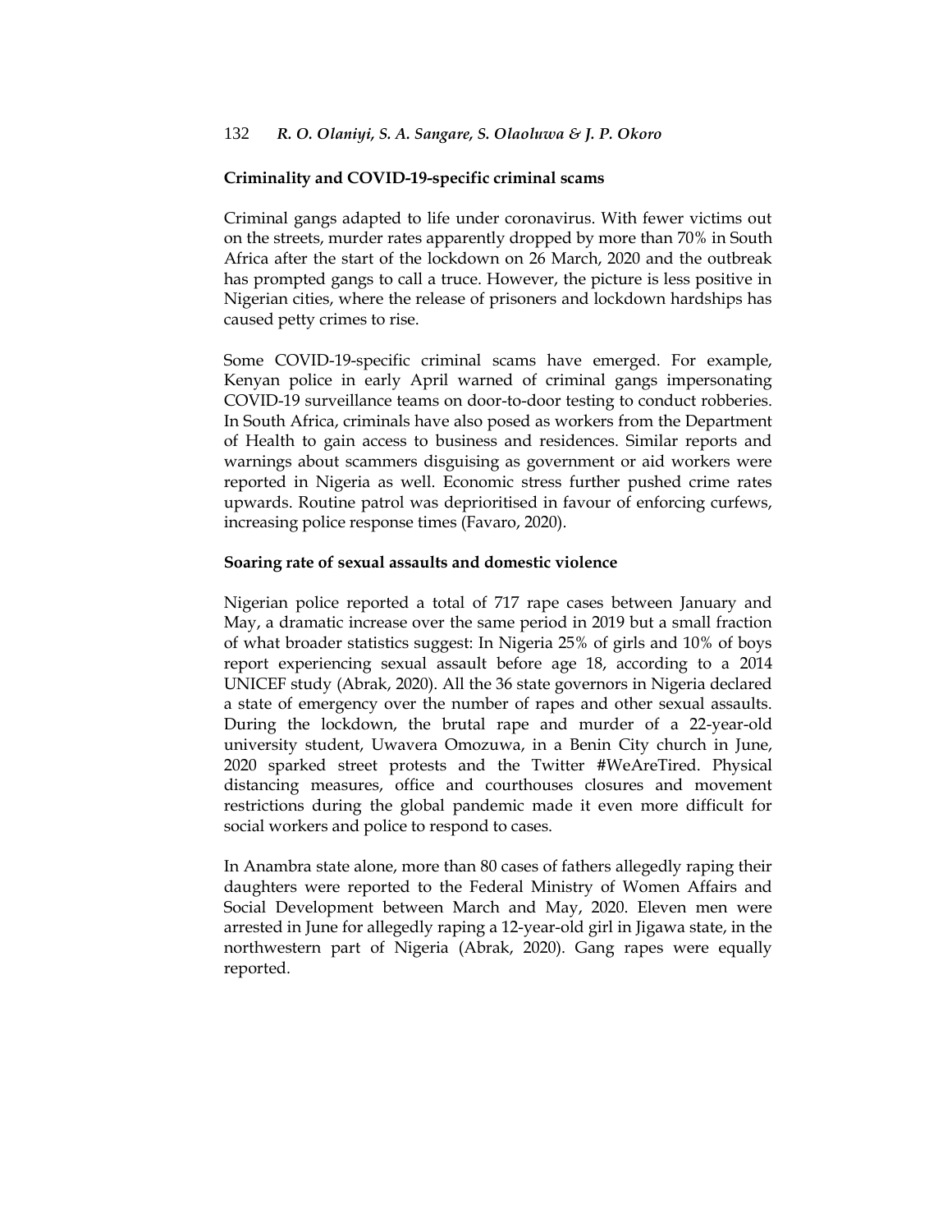## Criminality and COVID-19-specific criminal scams

Criminal gangs adapted to life under coronavirus. With fewer victims out on the streets, murder rates apparently dropped by more than 70% in South Africa after the start of the lockdown on 26 March, 2020 and the outbreak has prompted gangs to call a truce. However, the picture is less positive in Nigerian cities, where the release of prisoners and lockdown hardships has caused petty crimes to rise.

Some COVID-19-specific criminal scams have emerged. For example, Kenyan police in early April warned of criminal gangs impersonating COVID-19 surveillance teams on door-to-door testing to conduct robberies. In South Africa, criminals have also posed as workers from the Department of Health to gain access to business and residences. Similar reports and warnings about scammers disguising as government or aid workers were reported in Nigeria as well. Economic stress further pushed crime rates upwards. Routine patrol was deprioritised in favour of enforcing curfews, increasing police response times (Favaro, 2020).

## Soaring rate of sexual assaults and domestic violence

Nigerian police reported a total of 717 rape cases between January and May, a dramatic increase over the same period in 2019 but a small fraction of what broader statistics suggest: In Nigeria 25% of girls and 10% of boys report experiencing sexual assault before age 18, according to a 2014 UNICEF study (Abrak, 2020). All the 36 state governors in Nigeria declared a state of emergency over the number of rapes and other sexual assaults. During the lockdown, the brutal rape and murder of a 22-year-old university student, Uwavera Omozuwa, in a Benin City church in June, 2020 sparked street protests and the Twitter #WeAreTired. Physical distancing measures, office and courthouses closures and movement restrictions during the global pandemic made it even more difficult for social workers and police to respond to cases.

In Anambra state alone, more than 80 cases of fathers allegedly raping their daughters were reported to the Federal Ministry of Women Affairs and Social Development between March and May, 2020. Eleven men were arrested in June for allegedly raping a 12-year-old girl in Jigawa state, in the northwestern part of Nigeria (Abrak, 2020). Gang rapes were equally reported.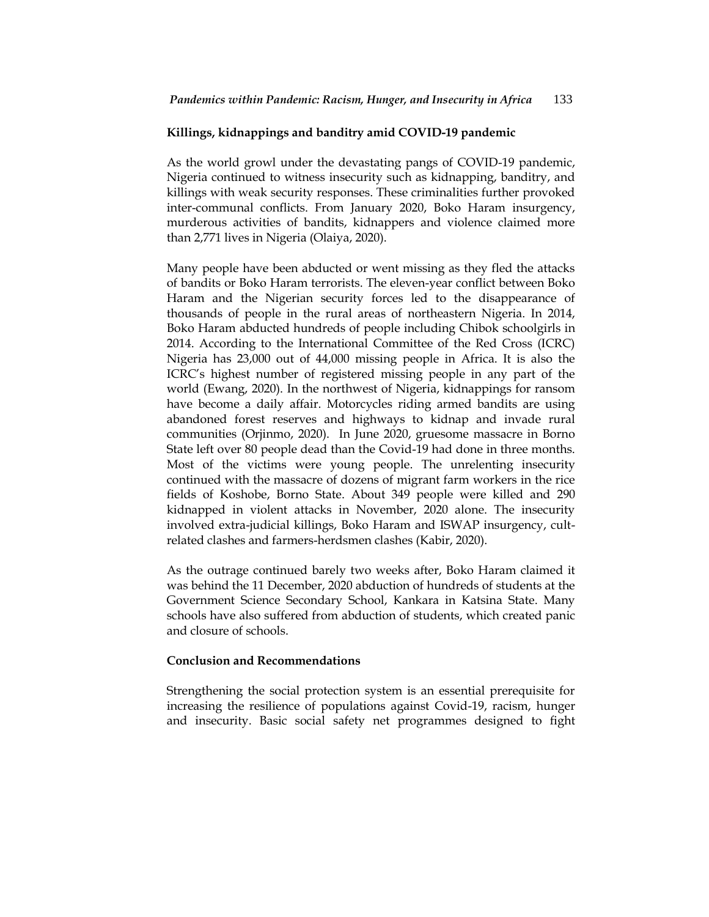**Killings, kidnappings and banditry amid COVID-19 pandemic**

As the world growl under the devastating pangs of COVID-19 pandemic, Nigeria continued to witness insecurity such as kidnapping, banditry, and killings with weak security responses. These criminalities further provoked inter-communal conflicts. From January 2020, Boko Haram insurgency, murderous activities of bandits, kidnappers and violence claimed more than 2,771 lives in Nigeria (Olaiya, 2020).

Many people have been abducted or went missing as they fled the attacks of bandits or Boko Haram terrorists. The eleven-year conflict between Boko Haram and the Nigerian security forces led to the disappearance of thousands of people in the rural areas of northeastern Nigeria. In 2014, Boko Haram abducted hundreds of people including Chibok schoolgirls in 2014. According to the International Committee of the Red Cross (ICRC) Nigeria has 23,000 out of 44,000 missing people in Africa. It is also the ICRC's highest number of registered missing people in any part of the world (Ewang, 2020). In the northwest of Nigeria, kidnappings for ransom have become a daily affair. Motorcycles riding armed bandits are using abandoned forest reserves and highways to kidnap and invade rural communities (Orjinmo, 2020). In June 2020, gruesome massacre in Borno State left over 80 people dead than the Covid-19 had done in three months. Most of the victims were young people. The unrelenting insecurity continued with the massacre of dozens of migrant farm workers in the rice fields of Koshobe, Borno State. About 349 people were killed and 290 kidnapped in violent attacks in November, 2020 alone. The insecurity involved extra-judicial killings, Boko Haram and ISWAP insurgency, cult-related clashes and farmers-herdsmen clashes (Kabir, 2020).

As the outrage continued barely two weeks after, Boko Haram claimed it was behind the 11 December, 2020 abduction of hundreds of students at the Government Science Secondary School, Kankara in Katsina State. Many schools have also suffered from abduction of students, which created panic and closure of schools.

**Conclusion and Recommendations**

Strengthening the social protection system is an essential prerequisite for increasing the resilience of populations against Covid-19, racism, hunger and insecurity. Basic social safety net programmes designed to fight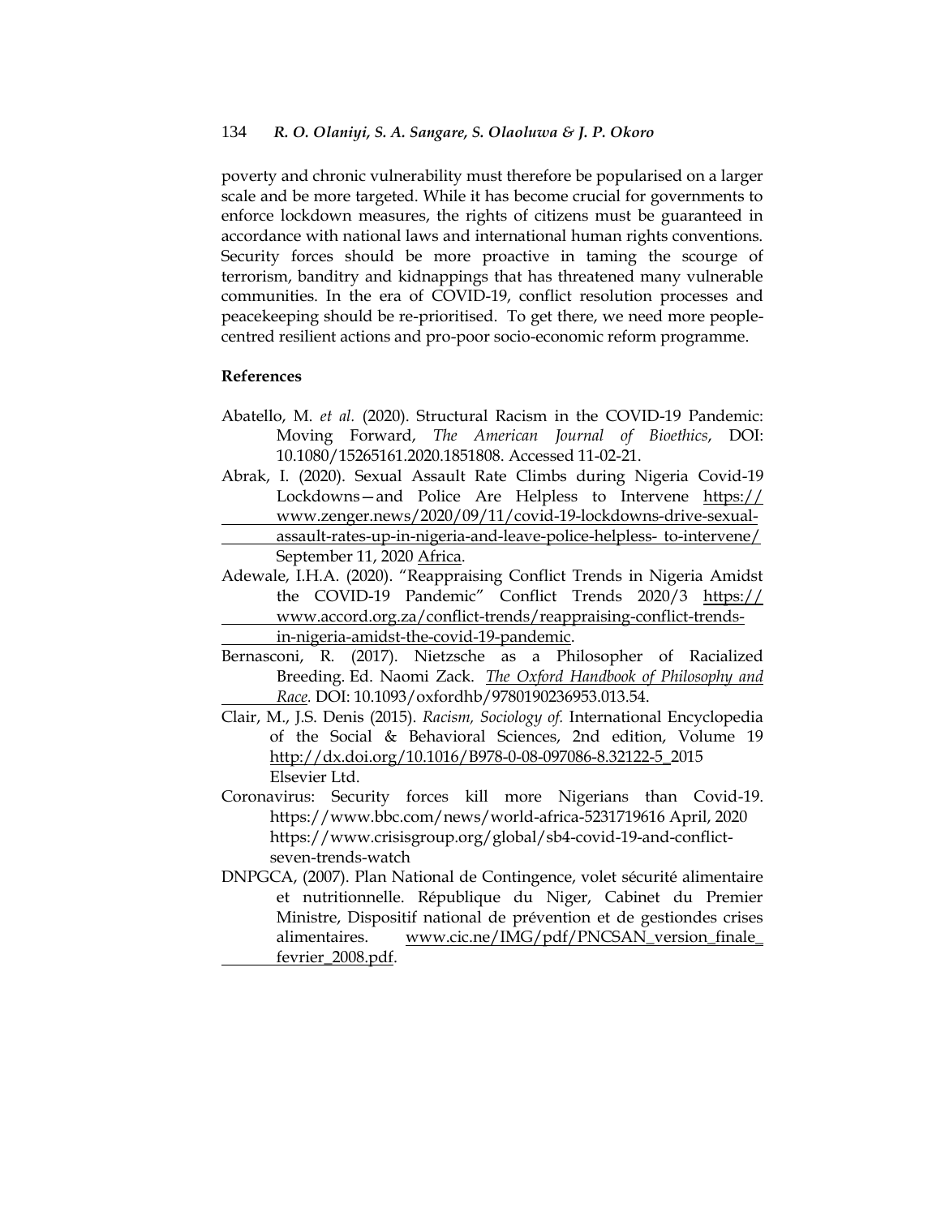poverty and chronic vulnerability must therefore be popularised on a larger scale and be more targeted. While it has become crucial for governments to enforce lockdown measures, the rights of citizens must be guaranteed in accordance with national laws and international human rights conventions. Security forces should be more proactive in taming the scourge of terrorism, banditry and kidnappings that has threatened many vulnerable communities. In the era of COVID-19, conflict resolution processes and peacekeeping should be re-prioritised. To get there, we need more people-centred resilient actions and pro-poor socio-economic reform programme.

## References

Abatello, M. *et al.* (2020). Structural Racism in the COVID-19 Pandemic: Moving Forward, *The American Journal of Bioethics*, DOI: 10.1080/15265161.2020.1851808. Accessed 11-02-21.

Abrak, I. (2020). Sexual Assault Rate Climbs during Nigeria Covid-19 Lockdowns—and Police Are Helpless to Intervene https://www.zenger.news/2020/09/11/covid-19-lockdowns-drive-sexual-assault-rates-up-in-nigeria-and-leave-police-helpless- to-intervene/ September 11, 2020 Africa.

Adewale, I.H.A. (2020). "Reappraising Conflict Trends in Nigeria Amidst the COVID-19 Pandemic" Conflict Trends 2020/3 https://www.accord.org.za/conflict-trends/reappraising-conflict-trends-in-nigeria-amidst-the-covid-19-pandemic.

Bernasconi, R. (2017). Nietzsche as a Philosopher of Racialized Breeding. Ed. Naomi Zack. *The Oxford Handbook of Philosophy and Race.* DOI: 10.1093/oxfordhb/9780190236953.013.54.

Clair, M., J.S. Denis (2015). *Racism, Sociology of.* International Encyclopedia of the Social & Behavioral Sciences, 2nd edition, Volume 19 http://dx.doi.org/10.1016/B978-0-08-097086-8.32122-5_2015 Elsevier Ltd.

Coronavirus: Security forces kill more Nigerians than Covid-19. https://www.bbc.com/news/world-africa-5231719616 April, 2020 https://www.crisisgroup.org/global/sb4-covid-19-and-conflict-seven-trends-watch

DNPGCA, (2007). Plan National de Contingence, volet sécurité alimentaire et nutritionnelle. République du Niger, Cabinet du Premier Ministre, Dispositif national de prévention et de gestiondes crises alimentaires. www.cic.ne/IMG/pdf/PNCSAN_version_finale_fevrier_2008.pdf.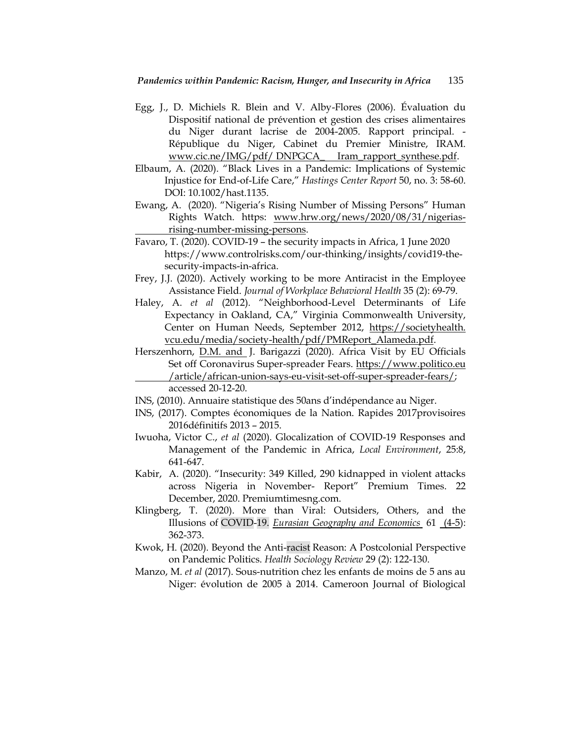Egg, J., D. Michiels R. Blein and V. Alby-Flores (2006). Évaluation du Dispositif national de prévention et gestion des crises alimentaires du Niger durant lacrise de 2004-2005. Rapport principal. - République du Niger, Cabinet du Premier Ministre, IRAM. www.cic.ne/IMG/pdf/ DNPGCA_ Iram_rapport_synthese.pdf.

Elbaum, A. (2020). "Black Lives in a Pandemic: Implications of Systemic Injustice for End-of-Life Care," *Hastings Center Report* 50, no. 3: 58-60. DOI: 10.1002/hast.1135.

Ewang, A. (2020). "Nigeria's Rising Number of Missing Persons" Human Rights Watch. https: www.hrw.org/news/2020/08/31/nigerias-rising-number-missing-persons.

Favaro, T. (2020). COVID-19 – the security impacts in Africa, 1 June 2020 https://www.controlrisks.com/our-thinking/insights/covid19-the-security-impacts-in-africa.

Frey, J.J. (2020). Actively working to be more Antiracist in the Employee Assistance Field. *Journal of Workplace Behavioral Health* 35 (2): 69-79.

Haley, A. *et al* (2012). "Neighborhood-Level Determinants of Life Expectancy in Oakland, CA," Virginia Commonwealth University, Center on Human Needs, September 2012, https://societyhealth.vcu.edu/media/society-health/pdf/PMReport_Alameda.pdf.

Herszenhorn, D.M. and J. Barigazzi (2020). Africa Visit by EU Officials Set off Coronavirus Super-spreader Fears. https://www.politico.eu/article/african-union-says-eu-visit-set-off-super-spreader-fears/; accessed 20-12-20.

INS, (2010). Annuaire statistique des 50ans d'indépendance au Niger.

INS, (2017). Comptes économiques de la Nation. Rapides 2017provisoires 2016définitifs 2013 – 2015.

Iwuoha, Victor C., *et al* (2020). Glocalization of COVID-19 Responses and Management of the Pandemic in Africa, *Local Environment*, 25:8, 641-647.

Kabir, A. (2020). "Insecurity: 349 Killed, 290 kidnapped in violent attacks across Nigeria in November- Report" Premium Times. 22 December, 2020. Premiumtimesng.com.

Klingberg, T. (2020). More than Viral: Outsiders, Others, and the Illusions of COVID-19. *Eurasian Geography and Economics* 61 (4-5): 362-373.

Kwok, H. (2020). Beyond the Anti-racist Reason: A Postcolonial Perspective on Pandemic Politics. *Health Sociology Review* 29 (2): 122-130.

Manzo, M. *et al* (2017). Sous-nutrition chez les enfants de moins de 5 ans au Niger: évolution de 2005 à 2014. Cameroon Journal of Biological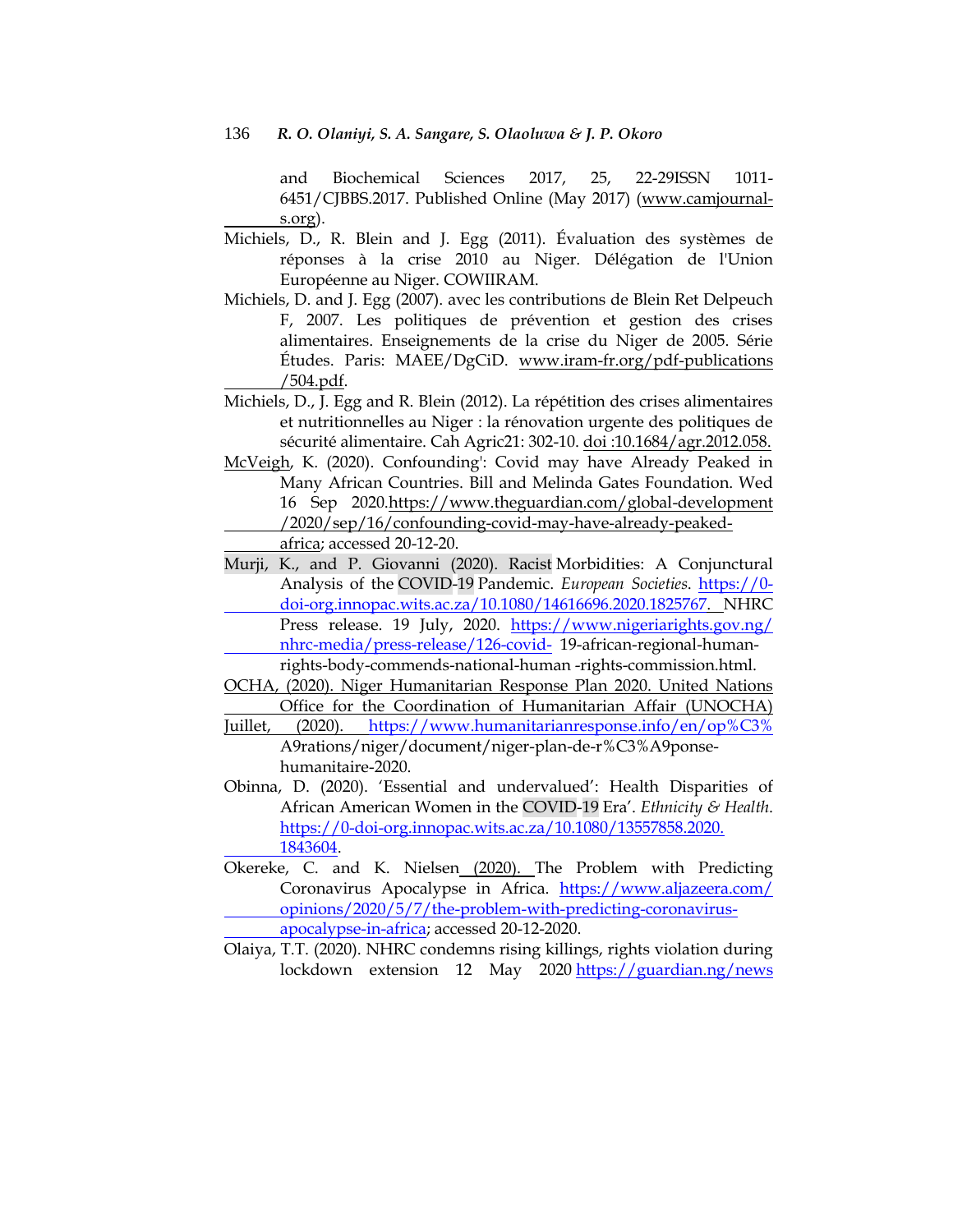and Biochemical Sciences 2017, 25, 22-29ISSN 1011-6451/CJBBS.2017. Published Online (May 2017) (www.camjournal-s.org).

Michiels, D., R. Blein and J. Egg (2011). Évaluation des systèmes de réponses à la crise 2010 au Niger. Délégation de l'Union Européenne au Niger. COWIIRAM.

Michiels, D. and J. Egg (2007). avec les contributions de Blein Ret Delpeuch F, 2007. Les politiques de prévention et gestion des crises alimentaires. Enseignements de la crise du Niger de 2005. Série Études. Paris: MAEE/DgCiD. www.iram-fr.org/pdf-publications/504.pdf.

Michiels, D., J. Egg and R. Blein (2012). La répétition des crises alimentaires et nutritionnelles au Niger : la rénovation urgente des politiques de sécurité alimentaire. Cah Agric21: 302-10. doi :10.1684/agr.2012.058.

McVeigh, K. (2020). Confounding': Covid may have Already Peaked in Many African Countries. Bill and Melinda Gates Foundation. Wed 16 Sep 2020.https://www.theguardian.com/global-development/2020/sep/16/confounding-covid-may-have-already-peaked-africa; accessed 20-12-20.

Murji, K., and P. Giovanni (2020). Racist Morbidities: A Conjunctural Analysis of the COVID-19 Pandemic. *European Societies*. https://0-doi-org.innopac.wits.ac.za/10.1080/14616696.2020.1825767. NHRC Press release. 19 July, 2020. https://www.nigeriarights.gov.ng/nhrc-media/press-release/126-covid-19-african-regional-human-rights-body-commends-national-human -rights-commission.html.

OCHA, (2020). Niger Humanitarian Response Plan 2020. United Nations Office for the Coordination of Humanitarian Affair (UNOCHA) Juillet, (2020). https://www.humanitarianresponse.info/en/op%C3%A9rations/niger/document/niger-plan-de-r%C3%A9ponse-humanitaire-2020.

Obinna, D. (2020). 'Essential and undervalued': Health Disparities of African American Women in the COVID-19 Era'. *Ethnicity & Health*. https://0-doi-org.innopac.wits.ac.za/10.1080/13557858.2020.1843604.

Okereke, C. and K. Nielsen (2020). The Problem with Predicting Coronavirus Apocalypse in Africa. https://www.aljazeera.com/opinions/2020/5/7/the-problem-with-predicting-coronavirus-apocalypse-in-africa; accessed 20-12-2020.

Olaiya, T.T. (2020). NHRC condemns rising killings, rights violation during lockdown extension 12 May 2020 https://guardian.ng/news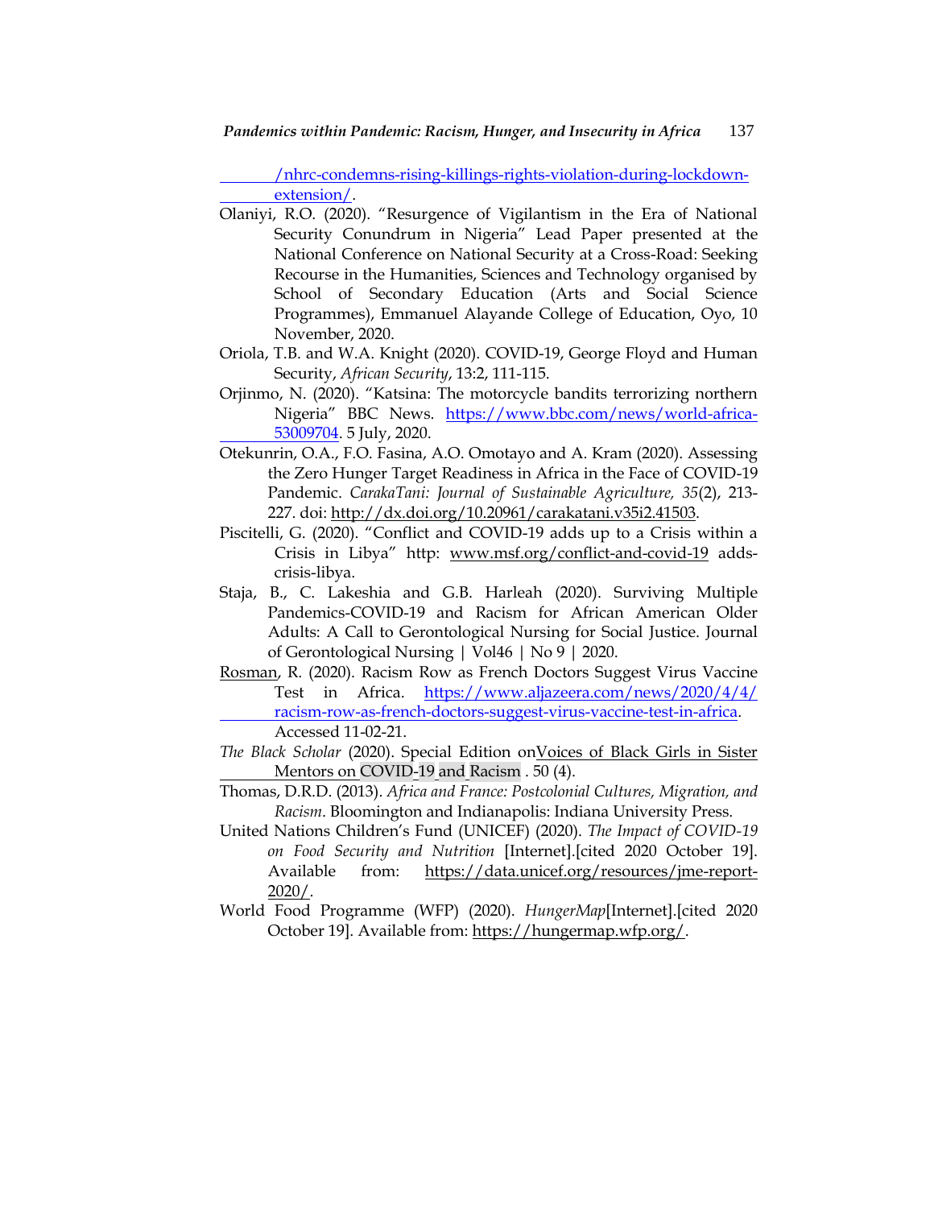/nhrc-condemns-rising-killings-rights-violation-during-lockdown-extension/.

Olaniyi, R.O. (2020). "Resurgence of Vigilantism in the Era of National Security Conundrum in Nigeria" Lead Paper presented at the National Conference on National Security at a Cross-Road: Seeking Recourse in the Humanities, Sciences and Technology organised by School of Secondary Education (Arts and Social Science Programmes), Emmanuel Alayande College of Education, Oyo, 10 November, 2020.

Oriola, T.B. and W.A. Knight (2020). COVID-19, George Floyd and Human Security, *African Security*, 13:2, 111-115.

Orjinmo, N. (2020). "Katsina: The motorcycle bandits terrorizing northern Nigeria" BBC News. https://www.bbc.com/news/world-africa-53009704. 5 July, 2020.

Otekunrin, O.A., F.O. Fasina, A.O. Omotayo and A. Kram (2020). Assessing the Zero Hunger Target Readiness in Africa in the Face of COVID-19 Pandemic. *CarakaTani: Journal of Sustainable Agriculture, 35*(2), 213-227. doi: http://dx.doi.org/10.20961/carakatani.v35i2.41503.

Piscitelli, G. (2020). "Conflict and COVID-19 adds up to a Crisis within a Crisis in Libya" http: www.msf.org/conflict-and-covid-19 adds-crisis-libya.

Staja, B., C. Lakeshia and G.B. Harleah (2020). Surviving Multiple Pandemics-COVID-19 and Racism for African American Older Adults: A Call to Gerontological Nursing for Social Justice. Journal of Gerontological Nursing | Vol46 | No 9 | 2020.

Rosman, R. (2020). Racism Row as French Doctors Suggest Virus Vaccine Test in Africa. https://www.aljazeera.com/news/2020/4/4/racism-row-as-french-doctors-suggest-virus-vaccine-test-in-africa. Accessed 11-02-21.

*The Black Scholar* (2020). Special Edition onVoices of Black Girls in Sister Mentors on COVID-19 and Racism . 50 (4).

Thomas, D.R.D. (2013). *Africa and France: Postcolonial Cultures, Migration, and Racism*. Bloomington and Indianapolis: Indiana University Press.

United Nations Children's Fund (UNICEF) (2020). *The Impact of COVID-19 on Food Security and Nutrition* [Internet].[cited 2020 October 19]. Available from: https://data.unicef.org/resources/jme-report-2020/.

World Food Programme (WFP) (2020). *HungerMap*[Internet].[cited 2020 October 19]. Available from: https://hungermap.wfp.org/.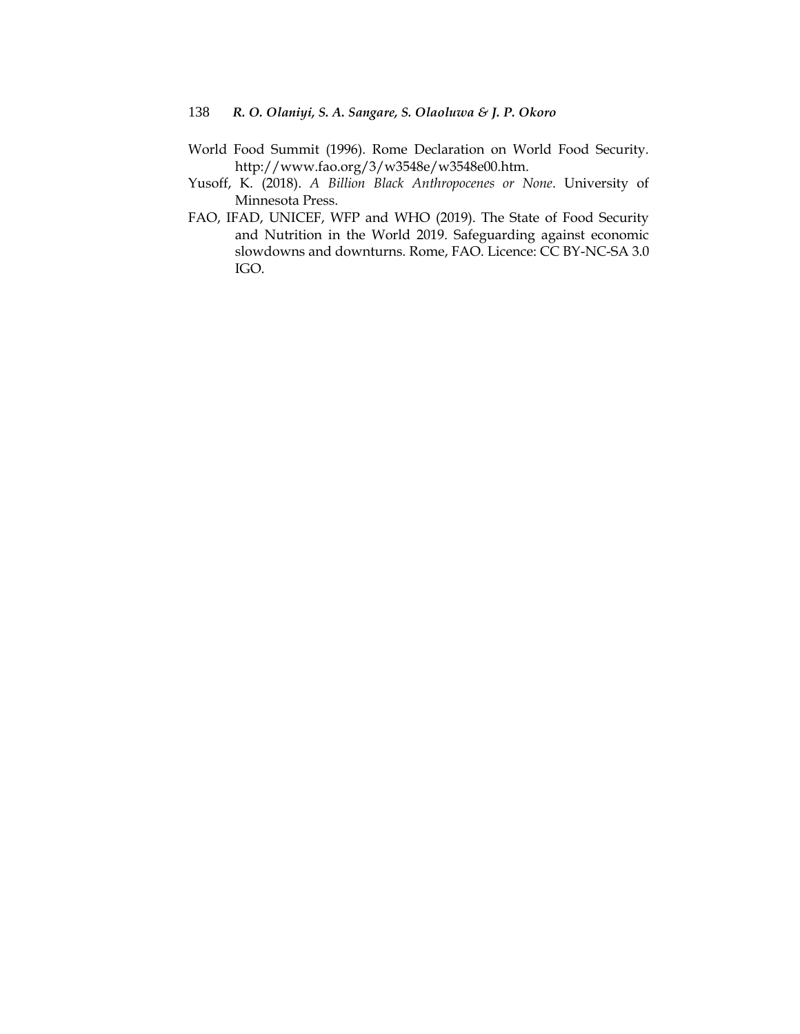World Food Summit (1996). Rome Declaration on World Food Security. http://www.fao.org/3/w3548e/w3548e00.htm.

Yusoff, K. (2018). *A Billion Black Anthropocenes or None*. University of Minnesota Press.

FAO, IFAD, UNICEF, WFP and WHO (2019). The State of Food Security and Nutrition in the World 2019. Safeguarding against economic slowdowns and downturns. Rome, FAO. Licence: CC BY-NC-SA 3.0 IGO.